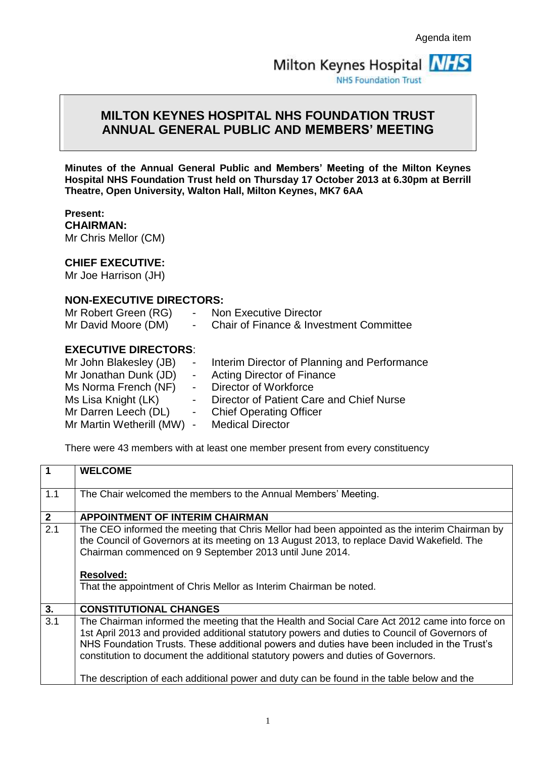Agenda item

Milton Keynes Hospital NHS
NHS Foundation Trust

# MILTON KEYNES HOSPITAL NHS FOUNDATION TRUST ANNUAL GENERAL PUBLIC AND MEMBERS' MEETING

**Minutes of the Annual General Public and Members' Meeting of the Milton Keynes Hospital NHS Foundation Trust held on Thursday 17 October 2013 at 6.30pm at Berrill Theatre, Open University, Walton Hall, Milton Keynes, MK7 6AA**

**Present:**

**CHAIRMAN:**
Mr Chris Mellor (CM)

**CHIEF EXECUTIVE:**
Mr Joe Harrison (JH)

**NON-EXECUTIVE DIRECTORS:**

| | | |
|---|---|---|
| Mr Robert Green (RG) | - | Non Executive Director |
| Mr David Moore (DM) | - | Chair of Finance & Investment Committee |

**EXECUTIVE DIRECTORS**:

| | | |
|---|---|---|
| Mr John Blakesley (JB) | - | Interim Director of Planning and Performance |
| Mr Jonathan Dunk (JD) | - | Acting Director of Finance |
| Ms Norma French (NF) | - | Director of Workforce |
| Ms Lisa Knight (LK) | - | Director of Patient Care and Chief Nurse |
| Mr Darren Leech (DL) | - | Chief Operating Officer |
| Mr Martin Wetherill (MW) | - | Medical Director |

There were 43 members with at least one member present from every constituency

| | |
|---|---|
| **1** | **WELCOME** |
| 1.1 | The Chair welcomed the members to the Annual Members' Meeting. |
| **2** | **APPOINTMENT OF INTERIM CHAIRMAN** |
| 2.1 | The CEO informed the meeting that Chris Mellor had been appointed as the interim Chairman by the Council of Governors at its meeting on 13 August 2013, to replace David Wakefield. The Chairman commenced on 9 September 2013 until June 2014.<br><br>**Resolved:**<br>That the appointment of Chris Mellor as Interim Chairman be noted. |
| **3.** | **CONSTITUTIONAL CHANGES** |
| 3.1 | The Chairman informed the meeting that the Health and Social Care Act 2012 came into force on 1st April 2013 and provided additional statutory powers and duties to Council of Governors of NHS Foundation Trusts. These additional powers and duties have been included in the Trust's constitution to document the additional statutory powers and duties of Governors.<br><br>The description of each additional power and duty can be found in the table below and the |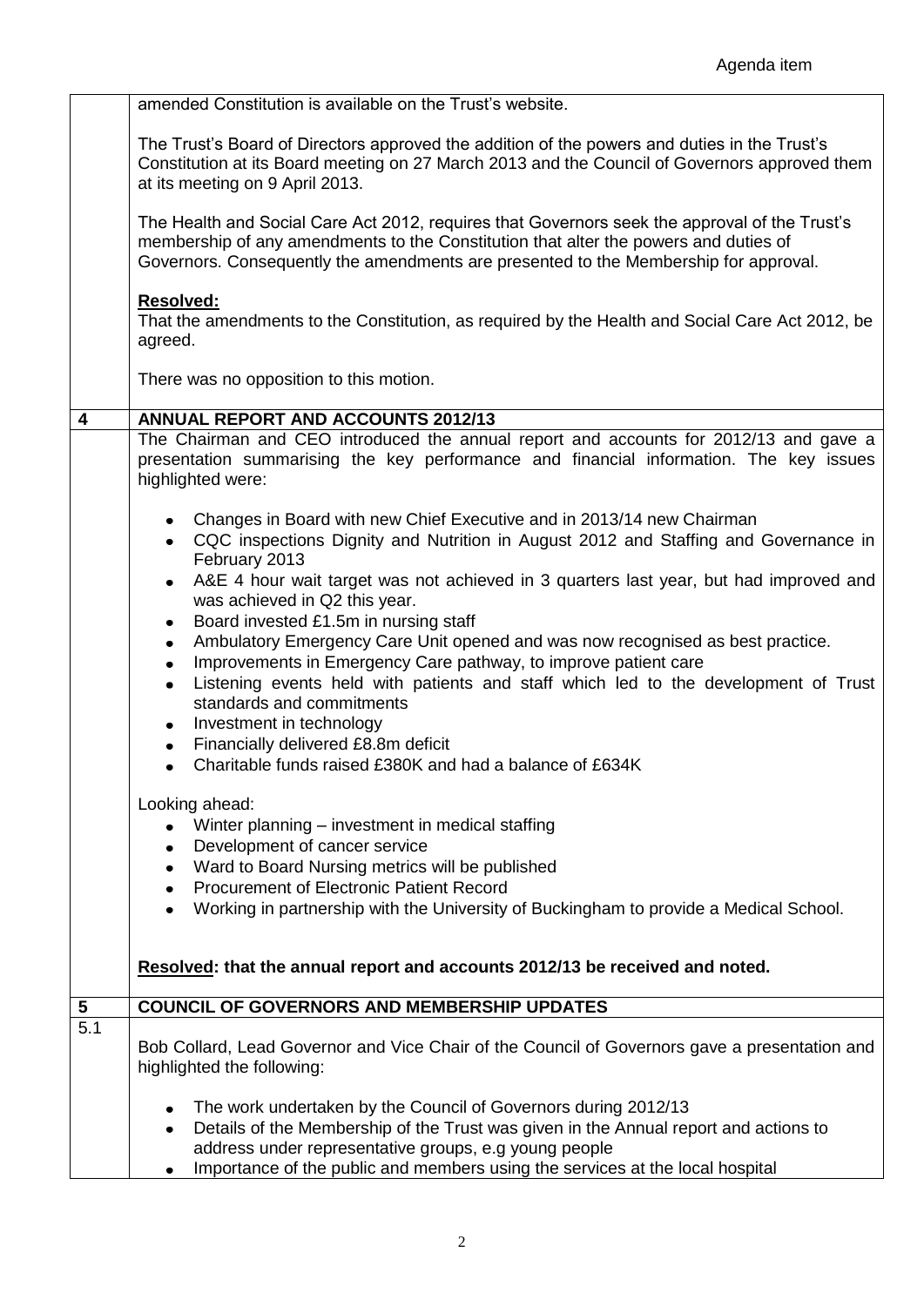Agenda item

| | |
|---|---|
| | amended Constitution is available on the Trust's website.<br><br>The Trust's Board of Directors approved the addition of the powers and duties in the Trust's Constitution at its Board meeting on 27 March 2013 and the Council of Governors approved them at its meeting on 9 April 2013.<br><br>The Health and Social Care Act 2012, requires that Governors seek the approval of the Trust's membership of any amendments to the Constitution that alter the powers and duties of Governors. Consequently the amendments are presented to the Membership for approval.<br><br>**Resolved:**<br>That the amendments to the Constitution, as required by the Health and Social Care Act 2012, be agreed.<br><br>There was no opposition to this motion. |
| **4** | **ANNUAL REPORT AND ACCOUNTS 2012/13** |
| | The Chairman and CEO introduced the annual report and accounts for 2012/13 and gave a presentation summarising the key performance and financial information. The key issues highlighted were:<br><br>• Changes in Board with new Chief Executive and in 2013/14 new Chairman<br>• CQC inspections Dignity and Nutrition in August 2012 and Staffing and Governance in February 2013<br>• A&E 4 hour wait target was not achieved in 3 quarters last year, but had improved and was achieved in Q2 this year.<br>• Board invested £1.5m in nursing staff<br>• Ambulatory Emergency Care Unit opened and was now recognised as best practice.<br>• Improvements in Emergency Care pathway, to improve patient care<br>• Listening events held with patients and staff which led to the development of Trust standards and commitments<br>• Investment in technology<br>• Financially delivered £8.8m deficit<br>• Charitable funds raised £380K and had a balance of £634K<br><br>Looking ahead:<br>• Winter planning – investment in medical staffing<br>• Development of cancer service<br>• Ward to Board Nursing metrics will be published<br>• Procurement of Electronic Patient Record<br>• Working in partnership with the University of Buckingham to provide a Medical School.<br><br>**Resolved: that the annual report and accounts 2012/13 be received and noted.** |
| **5** | **COUNCIL OF GOVERNORS AND MEMBERSHIP UPDATES** |
| 5.1 | Bob Collard, Lead Governor and Vice Chair of the Council of Governors gave a presentation and highlighted the following:<br><br>• The work undertaken by the Council of Governors during 2012/13<br>• Details of the Membership of the Trust was given in the Annual report and actions to address under representative groups, e.g young people<br>• Importance of the public and members using the services at the local hospital |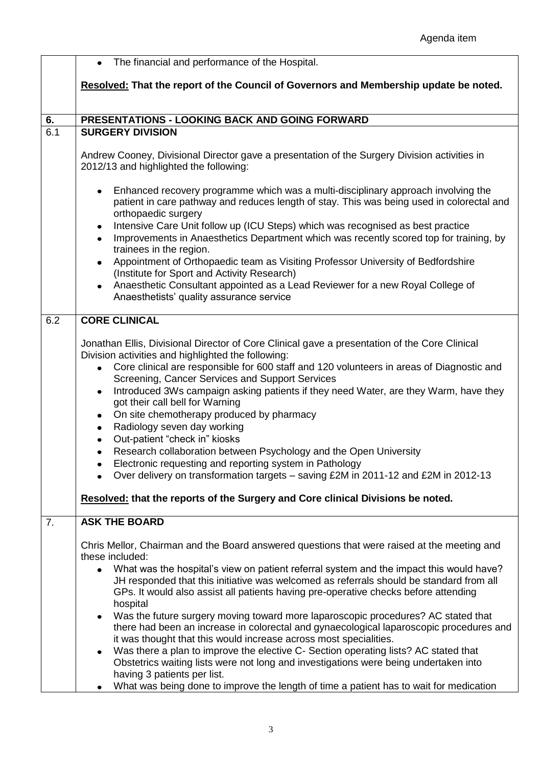Agenda item

- The financial and performance of the Hospital.

**Resolved: That the report of the Council of Governors and Membership update be noted.**

## 6. PRESENTATIONS - LOOKING BACK AND GOING FORWARD

### 6.1 SURGERY DIVISION

Andrew Cooney, Divisional Director gave a presentation of the Surgery Division activities in 2012/13 and highlighted the following:

- Enhanced recovery programme which was a multi-disciplinary approach involving the patient in care pathway and reduces length of stay. This was being used in colorectal and orthopaedic surgery
- Intensive Care Unit follow up (ICU Steps) which was recognised as best practice
- Improvements in Anaesthetics Department which was recently scored top for training, by trainees in the region.
- Appointment of Orthopaedic team as Visiting Professor University of Bedfordshire (Institute for Sport and Activity Research)
- Anaesthetic Consultant appointed as a Lead Reviewer for a new Royal College of Anaesthetists' quality assurance service

### 6.2 CORE CLINICAL

Jonathan Ellis, Divisional Director of Core Clinical gave a presentation of the Core Clinical Division activities and highlighted the following:

- Core clinical are responsible for 600 staff and 120 volunteers in areas of Diagnostic and Screening, Cancer Services and Support Services
- Introduced 3Ws campaign asking patients if they need Water, are they Warm, have they got their call bell for Warning
- On site chemotherapy produced by pharmacy
- Radiology seven day working
- Out-patient "check in" kiosks
- Research collaboration between Psychology and the Open University
- Electronic requesting and reporting system in Pathology
- Over delivery on transformation targets – saving £2M in 2011-12 and £2M in 2012-13

**Resolved: that the reports of the Surgery and Core clinical Divisions be noted.**

## 7. ASK THE BOARD

Chris Mellor, Chairman and the Board answered questions that were raised at the meeting and these included:

- What was the hospital's view on patient referral system and the impact this would have? JH responded that this initiative was welcomed as referrals should be standard from all GPs. It would also assist all patients having pre-operative checks before attending hospital
- Was the future surgery moving toward more laparoscopic procedures? AC stated that there had been an increase in colorectal and gynaecological laparoscopic procedures and it was thought that this would increase across most specialities.
- Was there a plan to improve the elective C- Section operating lists? AC stated that Obstetrics waiting lists were not long and investigations were being undertaken into having 3 patients per list.
- What was being done to improve the length of time a patient has to wait for medication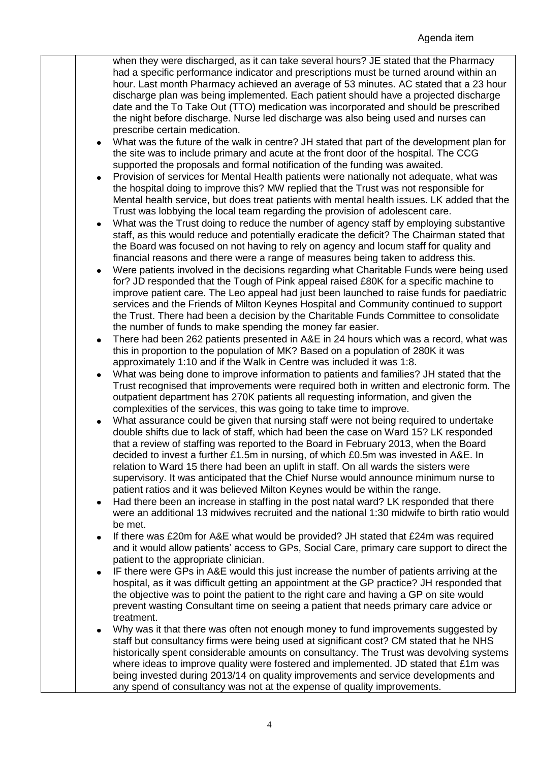Agenda item

when they were discharged, as it can take several hours? JE stated that the Pharmacy had a specific performance indicator and prescriptions must be turned around within an hour. Last month Pharmacy achieved an average of 53 minutes. AC stated that a 23 hour discharge plan was being implemented. Each patient should have a projected discharge date and the To Take Out (TTO) medication was incorporated and should be prescribed the night before discharge. Nurse led discharge was also being used and nurses can prescribe certain medication.

- What was the future of the walk in centre? JH stated that part of the development plan for the site was to include primary and acute at the front door of the hospital. The CCG supported the proposals and formal notification of the funding was awaited.
- Provision of services for Mental Health patients were nationally not adequate, what was the hospital doing to improve this? MW replied that the Trust was not responsible for Mental health service, but does treat patients with mental health issues. LK added that the Trust was lobbying the local team regarding the provision of adolescent care.
- What was the Trust doing to reduce the number of agency staff by employing substantive staff, as this would reduce and potentially eradicate the deficit? The Chairman stated that the Board was focused on not having to rely on agency and locum staff for quality and financial reasons and there were a range of measures being taken to address this.
- Were patients involved in the decisions regarding what Charitable Funds were being used for? JD responded that the Tough of Pink appeal raised £80K for a specific machine to improve patient care. The Leo appeal had just been launched to raise funds for paediatric services and the Friends of Milton Keynes Hospital and Community continued to support the Trust. There had been a decision by the Charitable Funds Committee to consolidate the number of funds to make spending the money far easier.
- There had been 262 patients presented in A&E in 24 hours which was a record, what was this in proportion to the population of MK? Based on a population of 280K it was approximately 1:10 and if the Walk in Centre was included it was 1:8.
- What was being done to improve information to patients and families? JH stated that the Trust recognised that improvements were required both in written and electronic form. The outpatient department has 270K patients all requesting information, and given the complexities of the services, this was going to take time to improve.
- What assurance could be given that nursing staff were not being required to undertake double shifts due to lack of staff, which had been the case on Ward 15? LK responded that a review of staffing was reported to the Board in February 2013, when the Board decided to invest a further £1.5m in nursing, of which £0.5m was invested in A&E. In relation to Ward 15 there had been an uplift in staff. On all wards the sisters were supervisory. It was anticipated that the Chief Nurse would announce minimum nurse to patient ratios and it was believed Milton Keynes would be within the range.
- Had there been an increase in staffing in the post natal ward? LK responded that there were an additional 13 midwives recruited and the national 1:30 midwife to birth ratio would be met.
- If there was £20m for A&E what would be provided? JH stated that £24m was required and it would allow patients' access to GPs, Social Care, primary care support to direct the patient to the appropriate clinician.
- IF there were GPs in A&E would this just increase the number of patients arriving at the hospital, as it was difficult getting an appointment at the GP practice? JH responded that the objective was to point the patient to the right care and having a GP on site would prevent wasting Consultant time on seeing a patient that needs primary care advice or treatment.
- Why was it that there was often not enough money to fund improvements suggested by staff but consultancy firms were being used at significant cost? CM stated that he NHS historically spent considerable amounts on consultancy. The Trust was devolving systems where ideas to improve quality were fostered and implemented. JD stated that £1m was being invested during 2013/14 on quality improvements and service developments and any spend of consultancy was not at the expense of quality improvements.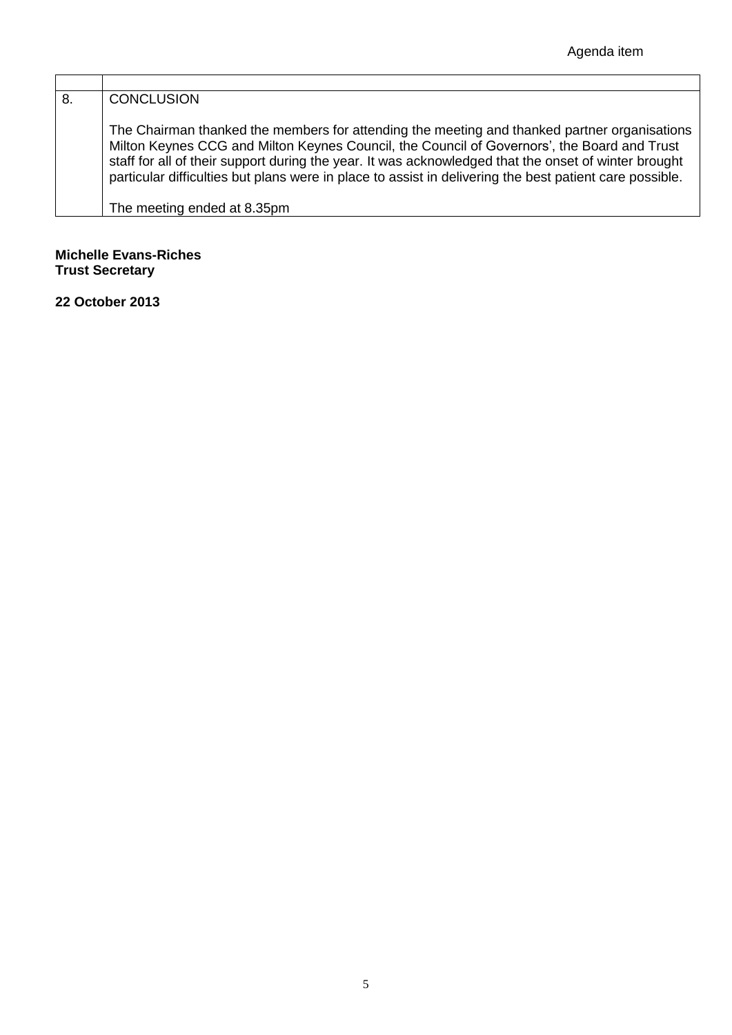Agenda item

| | |
|---|---|
| 8. | CONCLUSION<br><br>The Chairman thanked the members for attending the meeting and thanked partner organisations Milton Keynes CCG and Milton Keynes Council, the Council of Governors', the Board and Trust staff for all of their support during the year. It was acknowledged that the onset of winter brought particular difficulties but plans were in place to assist in delivering the best patient care possible.<br><br>The meeting ended at 8.35pm |

**Michelle Evans-Riches**
**Trust Secretary**

**22 October 2013**